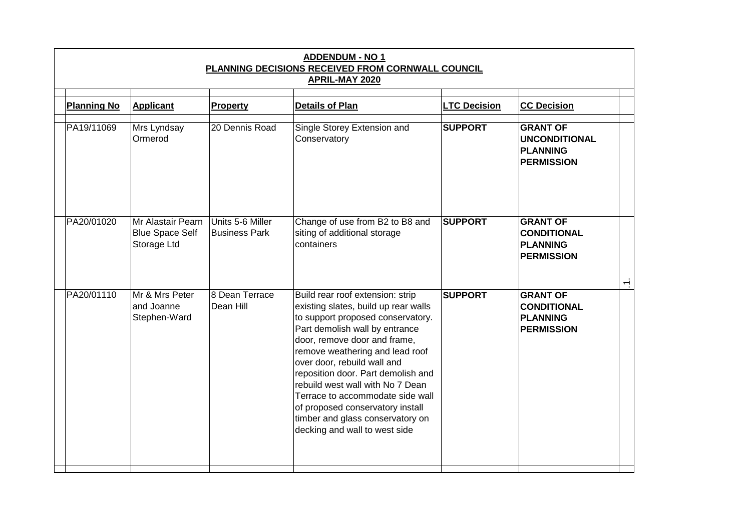**ADDENDUM - NO 1**
**PLANNING DECISIONS RECEIVED FROM CORNWALL COUNCIL**
**APRIL-MAY 2020**

| Planning No | Applicant | Property | Details of Plan | LTC Decision | CC Decision |
|---|---|---|---|---|---|
| PA19/11069 | Mrs Lyndsay Ormerod | 20 Dennis Road | Single Storey Extension and Conservatory | **SUPPORT** | **GRANT OF UNCONDITIONAL PLANNING PERMISSION** |
| PA20/01020 | Mr Alastair Pearn Blue Space Self Storage Ltd | Units 5-6 Miller Business Park | Change of use from B2 to B8 and siting of additional storage containers | **SUPPORT** | **GRANT OF CONDITIONAL PLANNING PERMISSION** |
| PA20/01110 | Mr & Mrs Peter and Joanne Stephen-Ward | 8 Dean Terrace Dean Hill | Build rear roof extension: strip existing slates, build up rear walls to support proposed conservatory. Part demolish wall by entrance door, remove door and frame, remove weathering and lead roof over door, rebuild wall and reposition door. Part demolish and rebuild west wall with No 7 Dean Terrace to accommodate side wall of proposed conservatory install timber and glass conservatory on decking and wall to west side | **SUPPORT** | **GRANT OF CONDITIONAL PLANNING PERMISSION** |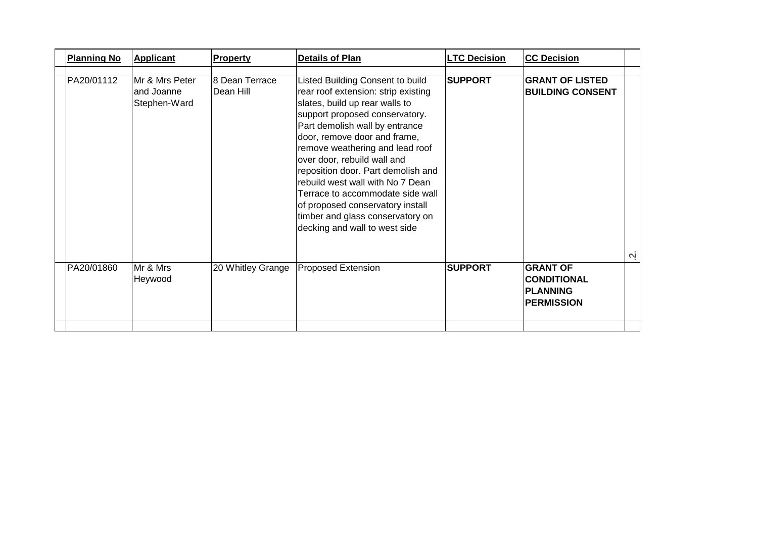| | Planning No | Applicant | Property | Details of Plan | LTC Decision | CC Decision | |
|---|---|---|---|---|---|---|---|
| | PA20/01112 | Mr & Mrs Peter and Joanne Stephen-Ward | 8 Dean Terrace Dean Hill | Listed Building Consent to build rear roof extension: strip existing slates, build up rear walls to support proposed conservatory. Part demolish wall by entrance door, remove door and frame, remove weathering and lead roof over door, rebuild wall and reposition door. Part demolish and rebuild west wall with No 7 Dean Terrace to accommodate side wall of proposed conservatory install timber and glass conservatory on decking and wall to west side | **SUPPORT** | **GRANT OF LISTED BUILDING CONSENT** | |
| | PA20/01860 | Mr & Mrs Heywood | 20 Whitley Grange | Proposed Extension | **SUPPORT** | **GRANT OF CONDITIONAL PLANNING PERMISSION** | |
| | | | | | | | |